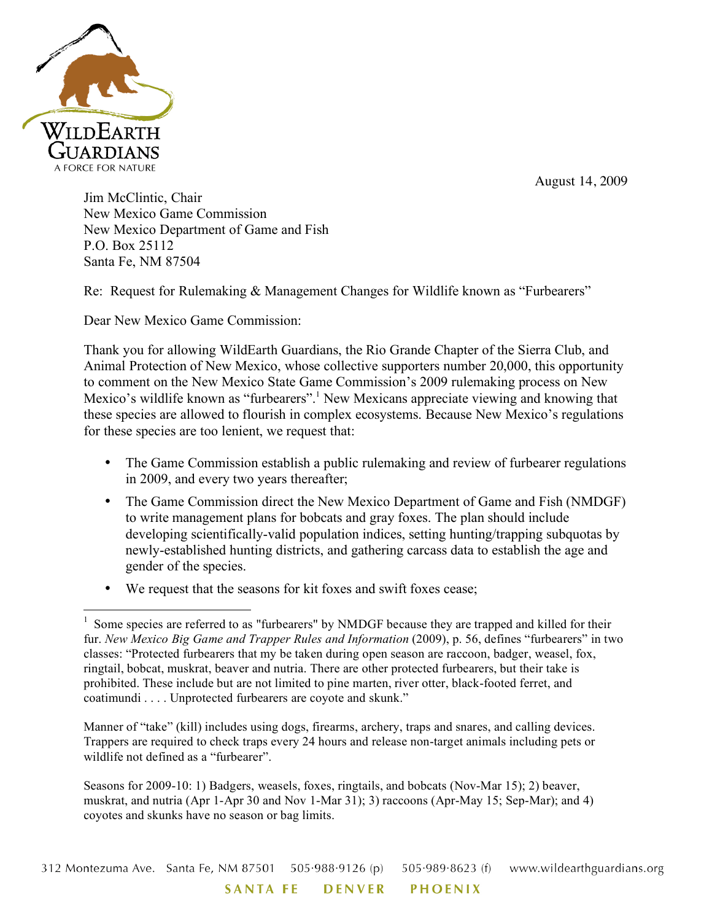WildEarth Guardians

A FORCE FOR NATURE

August 14, 2009

Jim McClintic, Chair
New Mexico Game Commission
New Mexico Department of Game and Fish
P.O. Box 25112
Santa Fe, NM 87504

Re: Request for Rulemaking & Management Changes for Wildlife known as "Furbearers"

Dear New Mexico Game Commission:

Thank you for allowing WildEarth Guardians, the Rio Grande Chapter of the Sierra Club, and Animal Protection of New Mexico, whose collective supporters number 20,000, this opportunity to comment on the New Mexico State Game Commission's 2009 rulemaking process on New Mexico's wildlife known as "furbearers".[1] New Mexicans appreciate viewing and knowing that these species are allowed to flourish in complex ecosystems. Because New Mexico's regulations for these species are too lenient, we request that:

- The Game Commission establish a public rulemaking and review of furbearer regulations in 2009, and every two years thereafter;
- The Game Commission direct the New Mexico Department of Game and Fish (NMDGF) to write management plans for bobcats and gray foxes. The plan should include developing scientifically-valid population indices, setting hunting/trapping subquotas by newly-established hunting districts, and gathering carcass data to establish the age and gender of the species.
- We request that the seasons for kit foxes and swift foxes cease;

---

[1] Some species are referred to as "furbearers" by NMDGF because they are trapped and killed for their fur. *New Mexico Big Game and Trapper Rules and Information* (2009), p. 56, defines "furbearers" in two classes: "Protected furbearers that my be taken during open season are raccoon, badger, weasel, fox, ringtail, bobcat, muskrat, beaver and nutria. There are other protected furbearers, but their take is prohibited. These include but are not limited to pine marten, river otter, black-footed ferret, and coatimundi . . . . Unprotected furbearers are coyote and skunk."

Manner of "take" (kill) includes using dogs, firearms, archery, traps and snares, and calling devices. Trappers are required to check traps every 24 hours and release non-target animals including pets or wildlife not defined as a "furbearer".

Seasons for 2009-10: 1) Badgers, weasels, foxes, ringtails, and bobcats (Nov-Mar 15); 2) beaver, muskrat, and nutria (Apr 1-Apr 30 and Nov 1-Mar 31); 3) raccoons (Apr-May 15; Sep-Mar); and 4) coyotes and skunks have no season or bag limits.

312 Montezuma Ave. Santa Fe, NM 87501 505·988·9126 (p) 505·989·8623 (f) www.wildearthguardians.org

SANTA FE DENVER PHOENIX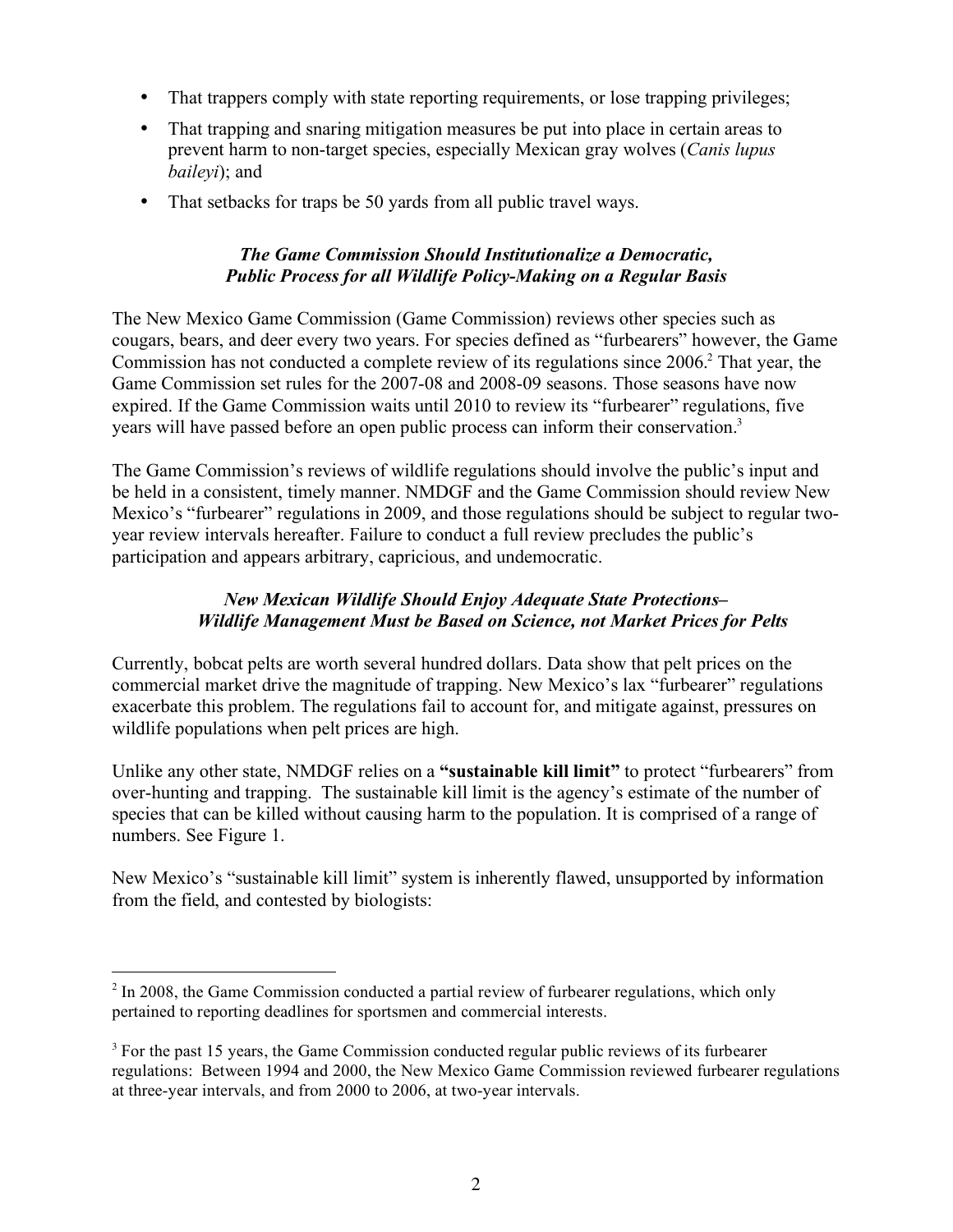- That trappers comply with state reporting requirements, or lose trapping privileges;
- That trapping and snaring mitigation measures be put into place in certain areas to prevent harm to non-target species, especially Mexican gray wolves (*Canis lupus baileyi*); and
- That setbacks for traps be 50 yards from all public travel ways.

### *The Game Commission Should Institutionalize a Democratic, Public Process for all Wildlife Policy-Making on a Regular Basis*

The New Mexico Game Commission (Game Commission) reviews other species such as cougars, bears, and deer every two years. For species defined as "furbearers" however, the Game Commission has not conducted a complete review of its regulations since 2006.[2] That year, the Game Commission set rules for the 2007-08 and 2008-09 seasons. Those seasons have now expired. If the Game Commission waits until 2010 to review its "furbearer" regulations, five years will have passed before an open public process can inform their conservation.[3]

The Game Commission's reviews of wildlife regulations should involve the public's input and be held in a consistent, timely manner. NMDGF and the Game Commission should review New Mexico's "furbearer" regulations in 2009, and those regulations should be subject to regular two-year review intervals hereafter. Failure to conduct a full review precludes the public's participation and appears arbitrary, capricious, and undemocratic.

### *New Mexican Wildlife Should Enjoy Adequate State Protections– Wildlife Management Must be Based on Science, not Market Prices for Pelts*

Currently, bobcat pelts are worth several hundred dollars. Data show that pelt prices on the commercial market drive the magnitude of trapping. New Mexico's lax "furbearer" regulations exacerbate this problem. The regulations fail to account for, and mitigate against, pressures on wildlife populations when pelt prices are high.

Unlike any other state, NMDGF relies on a **"sustainable kill limit"** to protect "furbearers" from over-hunting and trapping. The sustainable kill limit is the agency's estimate of the number of species that can be killed without causing harm to the population. It is comprised of a range of numbers. See Figure 1.

New Mexico's "sustainable kill limit" system is inherently flawed, unsupported by information from the field, and contested by biologists:

---

[2] In 2008, the Game Commission conducted a partial review of furbearer regulations, which only pertained to reporting deadlines for sportsmen and commercial interests.

[3] For the past 15 years, the Game Commission conducted regular public reviews of its furbearer regulations: Between 1994 and 2000, the New Mexico Game Commission reviewed furbearer regulations at three-year intervals, and from 2000 to 2006, at two-year intervals.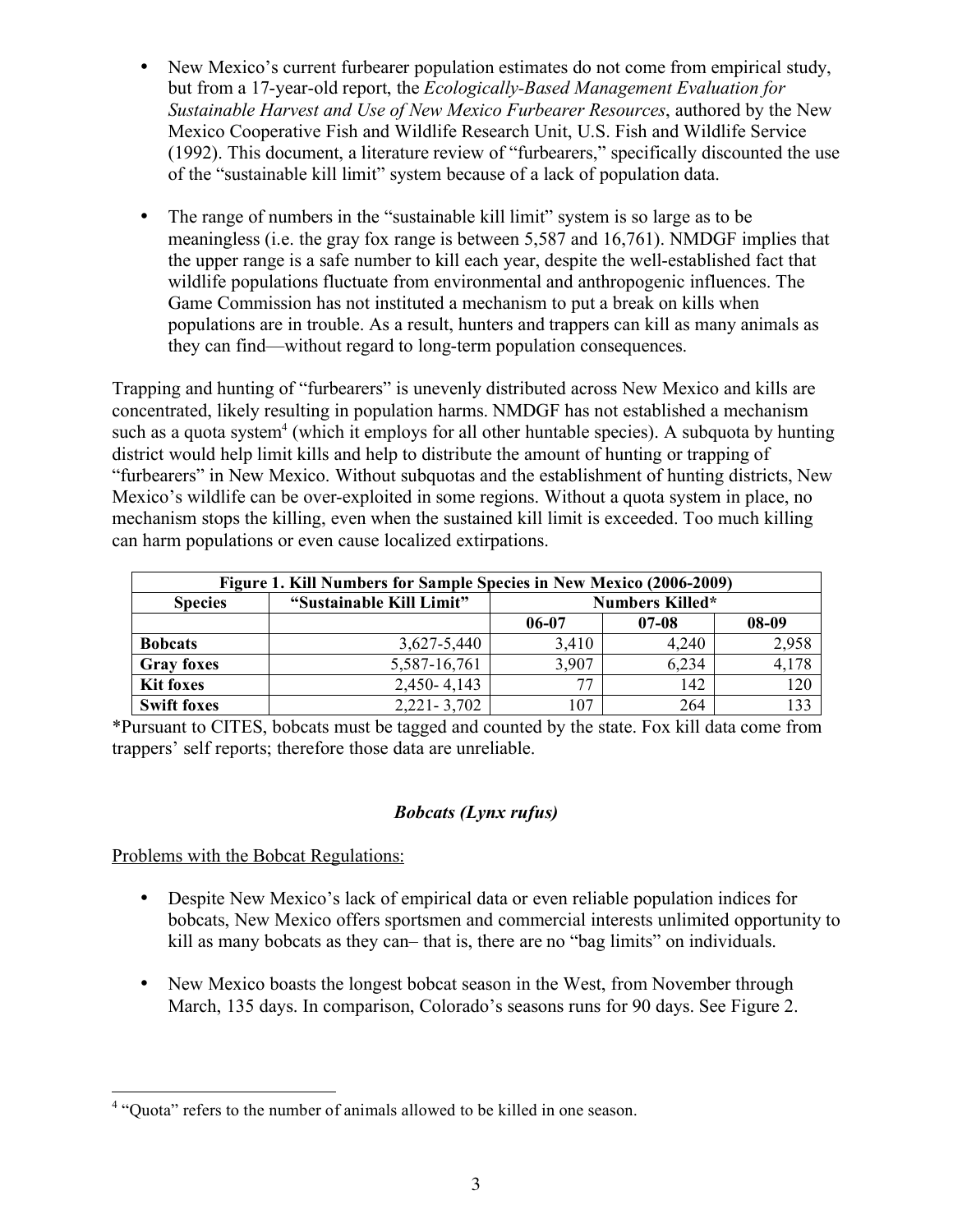- New Mexico's current furbearer population estimates do not come from empirical study, but from a 17-year-old report, the *Ecologically-Based Management Evaluation for Sustainable Harvest and Use of New Mexico Furbearer Resources*, authored by the New Mexico Cooperative Fish and Wildlife Research Unit, U.S. Fish and Wildlife Service (1992). This document, a literature review of "furbearers," specifically discounted the use of the "sustainable kill limit" system because of a lack of population data.

- The range of numbers in the "sustainable kill limit" system is so large as to be meaningless (i.e. the gray fox range is between 5,587 and 16,761). NMDGF implies that the upper range is a safe number to kill each year, despite the well-established fact that wildlife populations fluctuate from environmental and anthropogenic influences. The Game Commission has not instituted a mechanism to put a break on kills when populations are in trouble. As a result, hunters and trappers can kill as many animals as they can find—without regard to long-term population consequences.

Trapping and hunting of "furbearers" is unevenly distributed across New Mexico and kills are concentrated, likely resulting in population harms. NMDGF has not established a mechanism such as a quota system[4] (which it employs for all other huntable species). A subquota by hunting district would help limit kills and help to distribute the amount of hunting or trapping of "furbearers" in New Mexico. Without subquotas and the establishment of hunting districts, New Mexico's wildlife can be over-exploited in some regions. Without a quota system in place, no mechanism stops the killing, even when the sustained kill limit is exceeded. Too much killing can harm populations or even cause localized extirpations.

**Figure 1. Kill Numbers for Sample Species in New Mexico (2006-2009)**

| Species | "Sustainable Kill Limit" | Numbers Killed* | | |
|---|---|---|---|---|
| | | 06-07 | 07-08 | 08-09 |
| **Bobcats** | 3,627-5,440 | 3,410 | 4,240 | 2,958 |
| **Gray foxes** | 5,587-16,761 | 3,907 | 6,234 | 4,178 |
| **Kit foxes** | 2,450- 4,143 | 77 | 142 | 120 |
| **Swift foxes** | 2,221- 3,702 | 107 | 264 | 133 |

*Pursuant to CITES, bobcats must be tagged and counted by the state. Fox kill data come from trappers' self reports; therefore those data are unreliable.

### *Bobcats (Lynx rufus)*

Problems with the Bobcat Regulations:

- Despite New Mexico's lack of empirical data or even reliable population indices for bobcats, New Mexico offers sportsmen and commercial interests unlimited opportunity to kill as many bobcats as they can– that is, there are no "bag limits" on individuals.

- New Mexico boasts the longest bobcat season in the West, from November through March, 135 days. In comparison, Colorado's seasons runs for 90 days. See Figure 2.

[4] "Quota" refers to the number of animals allowed to be killed in one season.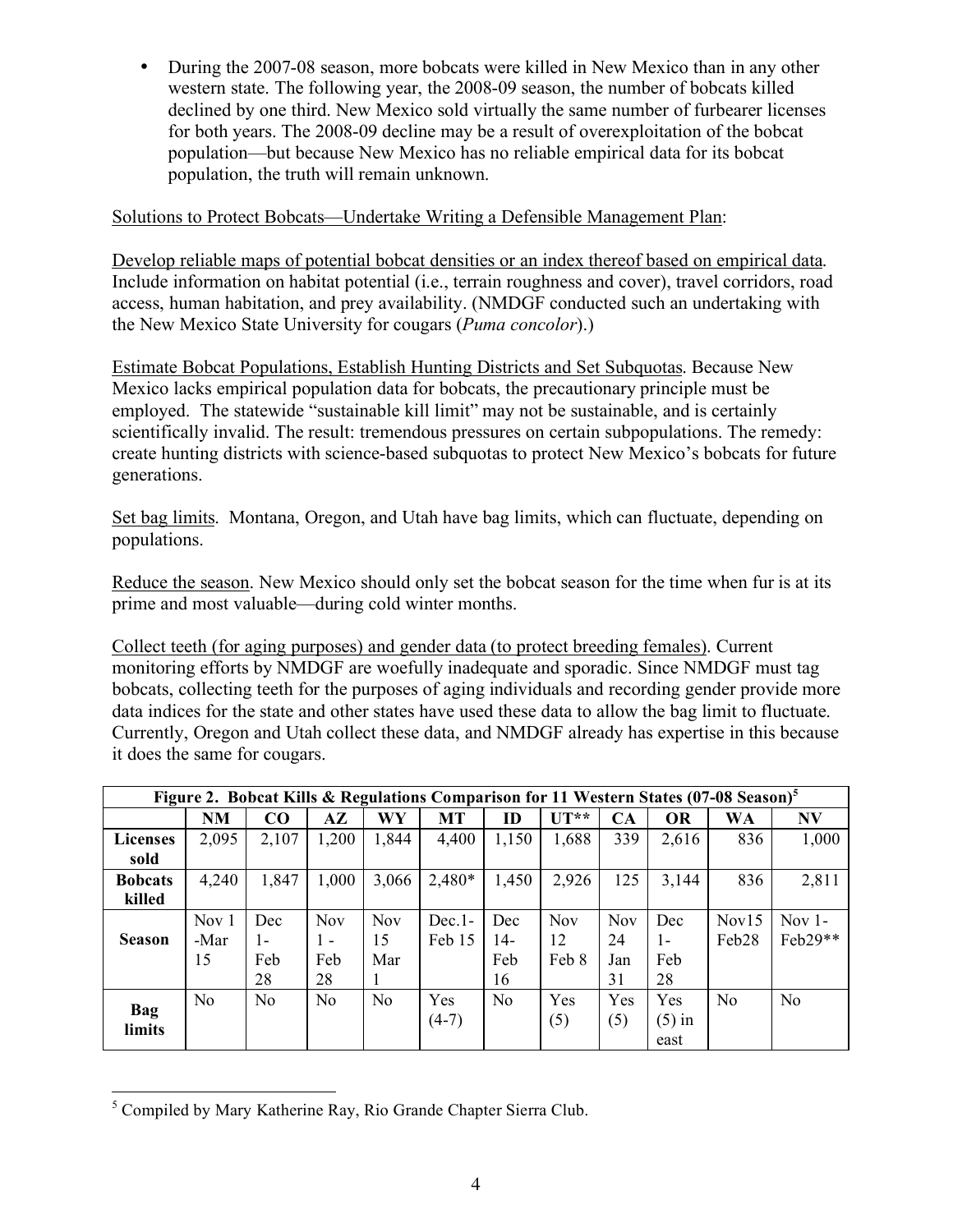- During the 2007-08 season, more bobcats were killed in New Mexico than in any other western state. The following year, the 2008-09 season, the number of bobcats killed declined by one third. New Mexico sold virtually the same number of furbearer licenses for both years. The 2008-09 decline may be a result of overexploitation of the bobcat population—but because New Mexico has no reliable empirical data for its bobcat population, the truth will remain unknown.

Solutions to Protect Bobcats—Undertake Writing a Defensible Management Plan:

Develop reliable maps of potential bobcat densities or an index thereof based on empirical data. Include information on habitat potential (i.e., terrain roughness and cover), travel corridors, road access, human habitation, and prey availability. (NMDGF conducted such an undertaking with the New Mexico State University for cougars (*Puma concolor*).)

Estimate Bobcat Populations, Establish Hunting Districts and Set Subquotas. Because New Mexico lacks empirical population data for bobcats, the precautionary principle must be employed. The statewide "sustainable kill limit" may not be sustainable, and is certainly scientifically invalid. The result: tremendous pressures on certain subpopulations. The remedy: create hunting districts with science-based subquotas to protect New Mexico's bobcats for future generations.

Set bag limits. Montana, Oregon, and Utah have bag limits, which can fluctuate, depending on populations.

Reduce the season. New Mexico should only set the bobcat season for the time when fur is at its prime and most valuable—during cold winter months.

Collect teeth (for aging purposes) and gender data (to protect breeding females). Current monitoring efforts by NMDGF are woefully inadequate and sporadic. Since NMDGF must tag bobcats, collecting teeth for the purposes of aging individuals and recording gender provide more data indices for the state and other states have used these data to allow the bag limit to fluctuate. Currently, Oregon and Utah collect these data, and NMDGF already has expertise in this because it does the same for cougars.

**Figure 2. Bobcat Kills & Regulations Comparison for 11 Western States (07-08 Season)[5]**

| | NM | CO | AZ | WY | MT | ID | UT** | CA | OR | WA | NV |
|---|---|---|---|---|---|---|---|---|---|---|---|
| **Licenses sold** | 2,095 | 2,107 | 1,200 | 1,844 | 4,400 | 1,150 | 1,688 | 339 | 2,616 | 836 | 1,000 |
| **Bobcats killed** | 4,240 | 1,847 | 1,000 | 3,066 | 2,480* | 1,450 | 2,926 | 125 | 3,144 | 836 | 2,811 |
| **Season** | Nov 1 -Mar 15 | Dec 1- Feb 28 | Nov 1 - Feb 28 | Nov 15 Mar 1 | Dec.1- Feb 15 | Dec 14- Feb 16 | Nov 12 Feb 8 | Nov 24 Jan 31 | Dec 1- Feb 28 | Nov15 Feb28 | Nov 1- Feb29** |
| **Bag limits** | No | No | No | No | Yes (4-7) | No | Yes (5) | Yes (5) | Yes (5) in east | No | No |

[5] Compiled by Mary Katherine Ray, Rio Grande Chapter Sierra Club.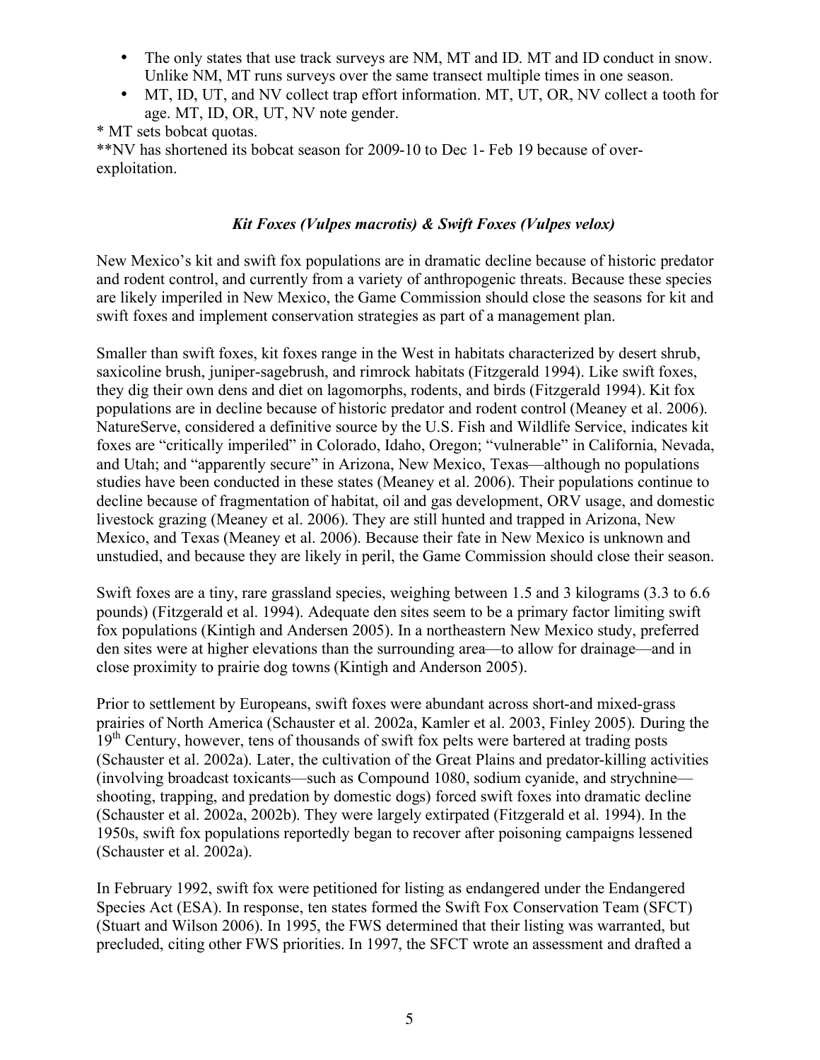- The only states that use track surveys are NM, MT and ID. MT and ID conduct in snow. Unlike NM, MT runs surveys over the same transect multiple times in one season.
- MT, ID, UT, and NV collect trap effort information. MT, UT, OR, NV collect a tooth for age. MT, ID, OR, UT, NV note gender.

* MT sets bobcat quotas.

**NV has shortened its bobcat season for 2009-10 to Dec 1- Feb 19 because of over-exploitation.

### *Kit Foxes (Vulpes macrotis) & Swift Foxes (Vulpes velox)*

New Mexico's kit and swift fox populations are in dramatic decline because of historic predator and rodent control, and currently from a variety of anthropogenic threats. Because these species are likely imperiled in New Mexico, the Game Commission should close the seasons for kit and swift foxes and implement conservation strategies as part of a management plan.

Smaller than swift foxes, kit foxes range in the West in habitats characterized by desert shrub, saxicoline brush, juniper-sagebrush, and rimrock habitats (Fitzgerald 1994). Like swift foxes, they dig their own dens and diet on lagomorphs, rodents, and birds (Fitzgerald 1994). Kit fox populations are in decline because of historic predator and rodent control (Meaney et al. 2006). NatureServe, considered a definitive source by the U.S. Fish and Wildlife Service, indicates kit foxes are "critically imperiled" in Colorado, Idaho, Oregon; "vulnerable" in California, Nevada, and Utah; and "apparently secure" in Arizona, New Mexico, Texas—although no populations studies have been conducted in these states (Meaney et al. 2006). Their populations continue to decline because of fragmentation of habitat, oil and gas development, ORV usage, and domestic livestock grazing (Meaney et al. 2006). They are still hunted and trapped in Arizona, New Mexico, and Texas (Meaney et al. 2006). Because their fate in New Mexico is unknown and unstudied, and because they are likely in peril, the Game Commission should close their season.

Swift foxes are a tiny, rare grassland species, weighing between 1.5 and 3 kilograms (3.3 to 6.6 pounds) (Fitzgerald et al. 1994). Adequate den sites seem to be a primary factor limiting swift fox populations (Kintigh and Andersen 2005). In a northeastern New Mexico study, preferred den sites were at higher elevations than the surrounding area—to allow for drainage—and in close proximity to prairie dog towns (Kintigh and Anderson 2005).

Prior to settlement by Europeans, swift foxes were abundant across short-and mixed-grass prairies of North America (Schauster et al. 2002a, Kamler et al. 2003, Finley 2005). During the 19th Century, however, tens of thousands of swift fox pelts were bartered at trading posts (Schauster et al. 2002a). Later, the cultivation of the Great Plains and predator-killing activities (involving broadcast toxicants—such as Compound 1080, sodium cyanide, and strychnine—shooting, trapping, and predation by domestic dogs) forced swift foxes into dramatic decline (Schauster et al. 2002a, 2002b). They were largely extirpated (Fitzgerald et al. 1994). In the 1950s, swift fox populations reportedly began to recover after poisoning campaigns lessened (Schauster et al. 2002a).

In February 1992, swift fox were petitioned for listing as endangered under the Endangered Species Act (ESA). In response, ten states formed the Swift Fox Conservation Team (SFCT) (Stuart and Wilson 2006). In 1995, the FWS determined that their listing was warranted, but precluded, citing other FWS priorities. In 1997, the SFCT wrote an assessment and drafted a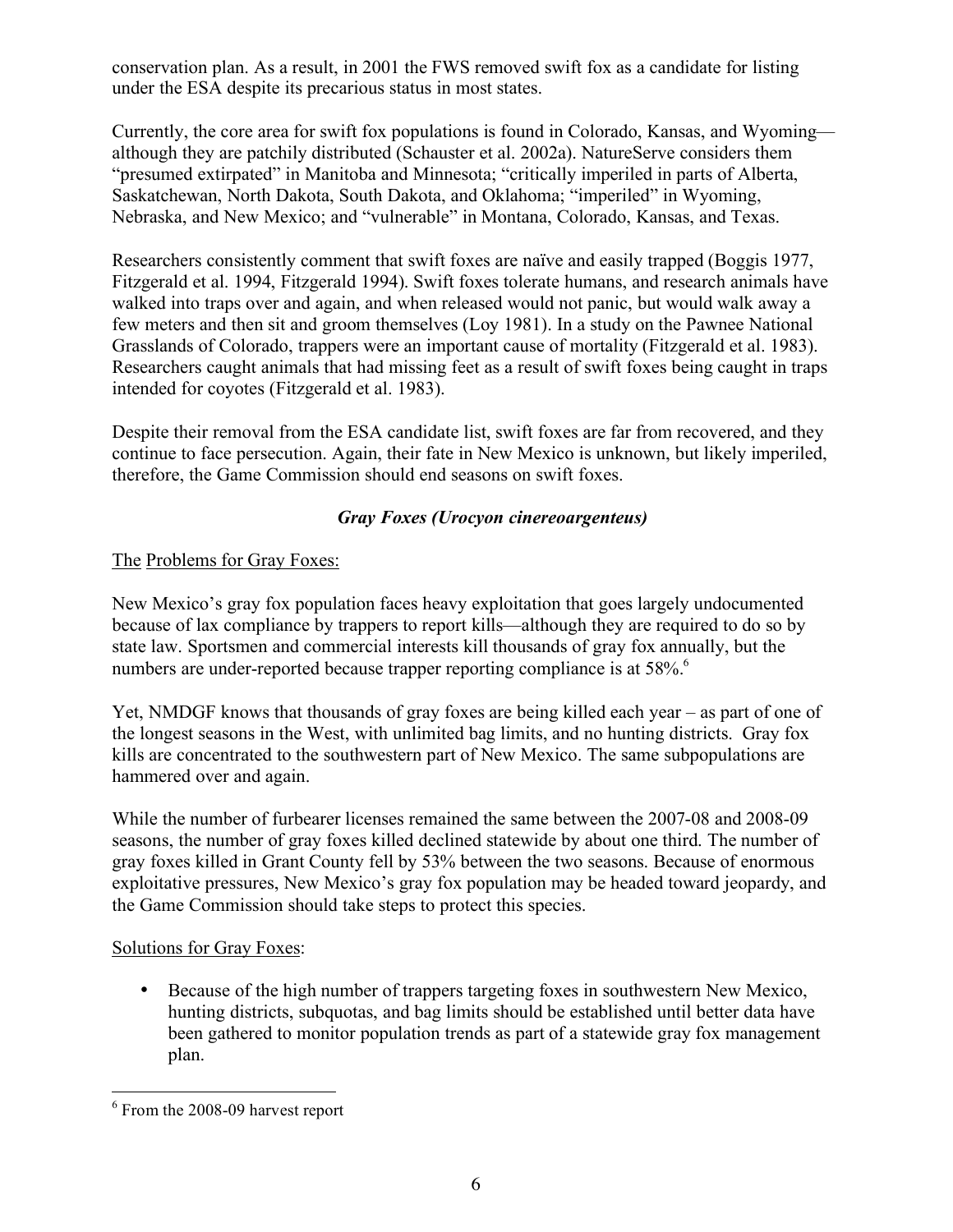conservation plan. As a result, in 2001 the FWS removed swift fox as a candidate for listing under the ESA despite its precarious status in most states.

Currently, the core area for swift fox populations is found in Colorado, Kansas, and Wyoming—although they are patchily distributed (Schauster et al. 2002a). NatureServe considers them "presumed extirpated" in Manitoba and Minnesota; "critically imperiled in parts of Alberta, Saskatchewan, North Dakota, South Dakota, and Oklahoma; "imperiled" in Wyoming, Nebraska, and New Mexico; and "vulnerable" in Montana, Colorado, Kansas, and Texas.

Researchers consistently comment that swift foxes are naïve and easily trapped (Boggis 1977, Fitzgerald et al. 1994, Fitzgerald 1994). Swift foxes tolerate humans, and research animals have walked into traps over and again, and when released would not panic, but would walk away a few meters and then sit and groom themselves (Loy 1981). In a study on the Pawnee National Grasslands of Colorado, trappers were an important cause of mortality (Fitzgerald et al. 1983). Researchers caught animals that had missing feet as a result of swift foxes being caught in traps intended for coyotes (Fitzgerald et al. 1983).

Despite their removal from the ESA candidate list, swift foxes are far from recovered, and they continue to face persecution. Again, their fate in New Mexico is unknown, but likely imperiled, therefore, the Game Commission should end seasons on swift foxes.

### *Gray Foxes (Urocyon cinereoargenteus)*

The Problems for Gray Foxes:

New Mexico's gray fox population faces heavy exploitation that goes largely undocumented because of lax compliance by trappers to report kills—although they are required to do so by state law. Sportsmen and commercial interests kill thousands of gray fox annually, but the numbers are under-reported because trapper reporting compliance is at 58%.[6]

Yet, NMDGF knows that thousands of gray foxes are being killed each year – as part of one of the longest seasons in the West, with unlimited bag limits, and no hunting districts. Gray fox kills are concentrated to the southwestern part of New Mexico. The same subpopulations are hammered over and again.

While the number of furbearer licenses remained the same between the 2007-08 and 2008-09 seasons, the number of gray foxes killed declined statewide by about one third. The number of gray foxes killed in Grant County fell by 53% between the two seasons. Because of enormous exploitative pressures, New Mexico's gray fox population may be headed toward jeopardy, and the Game Commission should take steps to protect this species.

Solutions for Gray Foxes:

- Because of the high number of trappers targeting foxes in southwestern New Mexico, hunting districts, subquotas, and bag limits should be established until better data have been gathered to monitor population trends as part of a statewide gray fox management plan.

[6] From the 2008-09 harvest report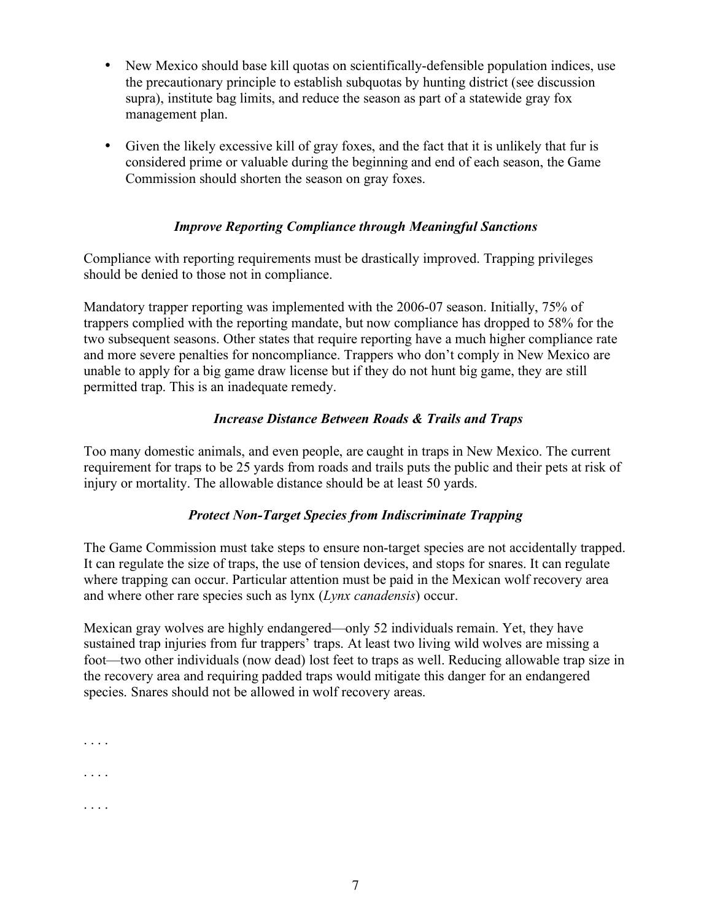- New Mexico should base kill quotas on scientifically-defensible population indices, use the precautionary principle to establish subquotas by hunting district (see discussion supra), institute bag limits, and reduce the season as part of a statewide gray fox management plan.

- Given the likely excessive kill of gray foxes, and the fact that it is unlikely that fur is considered prime or valuable during the beginning and end of each season, the Game Commission should shorten the season on gray foxes.

### *Improve Reporting Compliance through Meaningful Sanctions*

Compliance with reporting requirements must be drastically improved. Trapping privileges should be denied to those not in compliance.

Mandatory trapper reporting was implemented with the 2006-07 season. Initially, 75% of trappers complied with the reporting mandate, but now compliance has dropped to 58% for the two subsequent seasons. Other states that require reporting have a much higher compliance rate and more severe penalties for noncompliance. Trappers who don't comply in New Mexico are unable to apply for a big game draw license but if they do not hunt big game, they are still permitted trap. This is an inadequate remedy.

### *Increase Distance Between Roads & Trails and Traps*

Too many domestic animals, and even people, are caught in traps in New Mexico. The current requirement for traps to be 25 yards from roads and trails puts the public and their pets at risk of injury or mortality. The allowable distance should be at least 50 yards.

### *Protect Non-Target Species from Indiscriminate Trapping*

The Game Commission must take steps to ensure non-target species are not accidentally trapped. It can regulate the size of traps, the use of tension devices, and stops for snares. It can regulate where trapping can occur. Particular attention must be paid in the Mexican wolf recovery area and where other rare species such as lynx (*Lynx canadensis*) occur.

Mexican gray wolves are highly endangered—only 52 individuals remain. Yet, they have sustained trap injuries from fur trappers' traps. At least two living wild wolves are missing a foot—two other individuals (now dead) lost feet to traps as well. Reducing allowable trap size in the recovery area and requiring padded traps would mitigate this danger for an endangered species. Snares should not be allowed in wolf recovery areas.

. . . .

. . . .

. . . .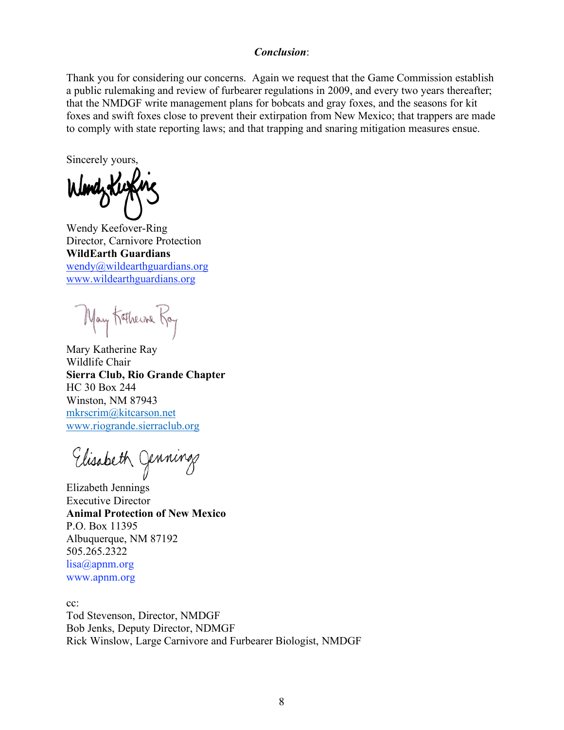***Conclusion***:

Thank you for considering our concerns. Again we request that the Game Commission establish a public rulemaking and review of furbearer regulations in 2009, and every two years thereafter; that the NMDGF write management plans for bobcats and gray foxes, and the seasons for kit foxes and swift foxes close to prevent their extirpation from New Mexico; that trappers are made to comply with state reporting laws; and that trapping and snaring mitigation measures ensue.

Sincerely yours,

Wendy Keefover-Ring
Director, Carnivore Protection
**WildEarth Guardians**
wendy@wildearthguardians.org
www.wildearthguardians.org

Mary Katherine Ray
Wildlife Chair
**Sierra Club, Rio Grande Chapter**
HC 30 Box 244
Winston, NM 87943
mkrscrim@kitcarson.net
www.riogrande.sierraclub.org

Elizabeth Jennings
Executive Director
**Animal Protection of New Mexico**
P.O. Box 11395
Albuquerque, NM 87192
505.265.2322
lisa@apnm.org
www.apnm.org

cc:
Tod Stevenson, Director, NMDGF
Bob Jenks, Deputy Director, NDMGF
Rick Winslow, Large Carnivore and Furbearer Biologist, NMDGF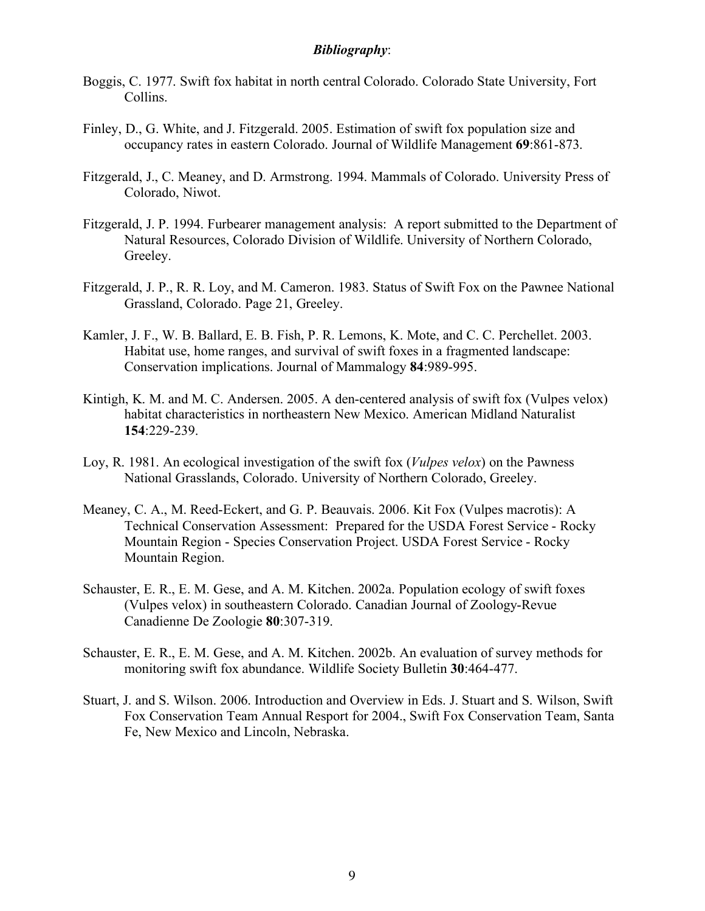## ***Bibliography***:

Boggis, C. 1977. Swift fox habitat in north central Colorado. Colorado State University, Fort Collins.

Finley, D., G. White, and J. Fitzgerald. 2005. Estimation of swift fox population size and occupancy rates in eastern Colorado. Journal of Wildlife Management **69**:861-873.

Fitzgerald, J., C. Meaney, and D. Armstrong. 1994. Mammals of Colorado. University Press of Colorado, Niwot.

Fitzgerald, J. P. 1994. Furbearer management analysis: A report submitted to the Department of Natural Resources, Colorado Division of Wildlife. University of Northern Colorado, Greeley.

Fitzgerald, J. P., R. R. Loy, and M. Cameron. 1983. Status of Swift Fox on the Pawnee National Grassland, Colorado. Page 21, Greeley.

Kamler, J. F., W. B. Ballard, E. B. Fish, P. R. Lemons, K. Mote, and C. C. Perchellet. 2003. Habitat use, home ranges, and survival of swift foxes in a fragmented landscape: Conservation implications. Journal of Mammalogy **84**:989-995.

Kintigh, K. M. and M. C. Andersen. 2005. A den-centered analysis of swift fox (Vulpes velox) habitat characteristics in northeastern New Mexico. American Midland Naturalist **154**:229-239.

Loy, R. 1981. An ecological investigation of the swift fox (*Vulpes velox*) on the Pawness National Grasslands, Colorado. University of Northern Colorado, Greeley.

Meaney, C. A., M. Reed-Eckert, and G. P. Beauvais. 2006. Kit Fox (Vulpes macrotis): A Technical Conservation Assessment: Prepared for the USDA Forest Service - Rocky Mountain Region - Species Conservation Project. USDA Forest Service - Rocky Mountain Region.

Schauster, E. R., E. M. Gese, and A. M. Kitchen. 2002a. Population ecology of swift foxes (Vulpes velox) in southeastern Colorado. Canadian Journal of Zoology-Revue Canadienne De Zoologie **80**:307-319.

Schauster, E. R., E. M. Gese, and A. M. Kitchen. 2002b. An evaluation of survey methods for monitoring swift fox abundance. Wildlife Society Bulletin **30**:464-477.

Stuart, J. and S. Wilson. 2006. Introduction and Overview in Eds. J. Stuart and S. Wilson, Swift Fox Conservation Team Annual Resport for 2004., Swift Fox Conservation Team, Santa Fe, New Mexico and Lincoln, Nebraska.